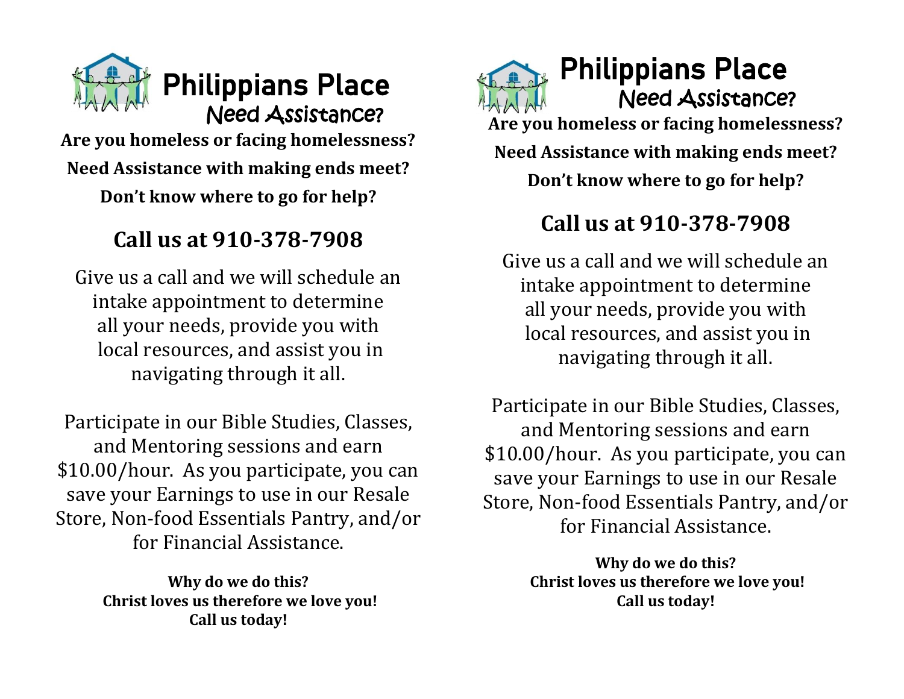# Philippians Place

## Need Assistance?

**Are you homeless or facing homelessness?**

**Need Assistance with making ends meet?**

**Don't know where to go for help?**

## Call us at 910-378-7908

Give us a call and we will schedule an intake appointment to determine all your needs, provide you with local resources, and assist you in navigating through it all.

Participate in our Bible Studies, Classes, and Mentoring sessions and earn $10.00/hour. As you participate, you can save your Earnings to use in our Resale Store, Non-food Essentials Pantry, and/or for Financial Assistance.

**Why do we do this?**
**Christ loves us therefore we love you!**
**Call us today!**

# Philippians Place

## Need Assistance?

**Are you homeless or facing homelessness?**

**Need Assistance with making ends meet?**

**Don't know where to go for help?**

## Call us at 910-378-7908

Give us a call and we will schedule an intake appointment to determine all your needs, provide you with local resources, and assist you in navigating through it all.

Participate in our Bible Studies, Classes, and Mentoring sessions and earn $10.00/hour. As you participate, you can save your Earnings to use in our Resale Store, Non-food Essentials Pantry, and/or for Financial Assistance.

**Why do we do this?**
**Christ loves us therefore we love you!**
**Call us today!**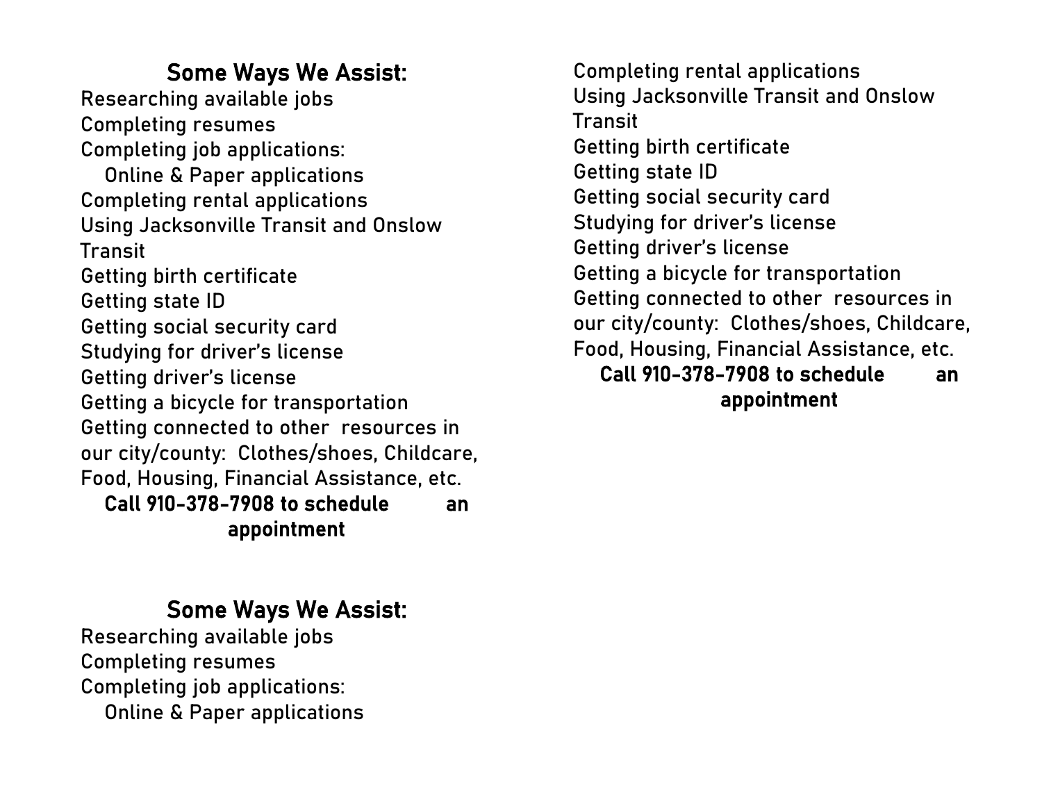## Some Ways We Assist:

Researching available jobs
Completing resumes
Completing job applications:
  Online & Paper applications
Completing rental applications
Using Jacksonville Transit and Onslow Transit
Getting birth certificate
Getting state ID
Getting social security card
Studying for driver's license
Getting driver's license
Getting a bicycle for transportation
Getting connected to other resources in our city/county: Clothes/shoes, Childcare, Food, Housing, Financial Assistance, etc.

**Call 910-378-7908 to schedule an appointment**

## Some Ways We Assist:

Researching available jobs
Completing resumes
Completing job applications:
  Online & Paper applications
Completing rental applications
Using Jacksonville Transit and Onslow Transit
Getting birth certificate
Getting state ID
Getting social security card
Studying for driver's license
Getting driver's license
Getting a bicycle for transportation
Getting connected to other resources in our city/county: Clothes/shoes, Childcare, Food, Housing, Financial Assistance, etc.

**Call 910-378-7908 to schedule an appointment**